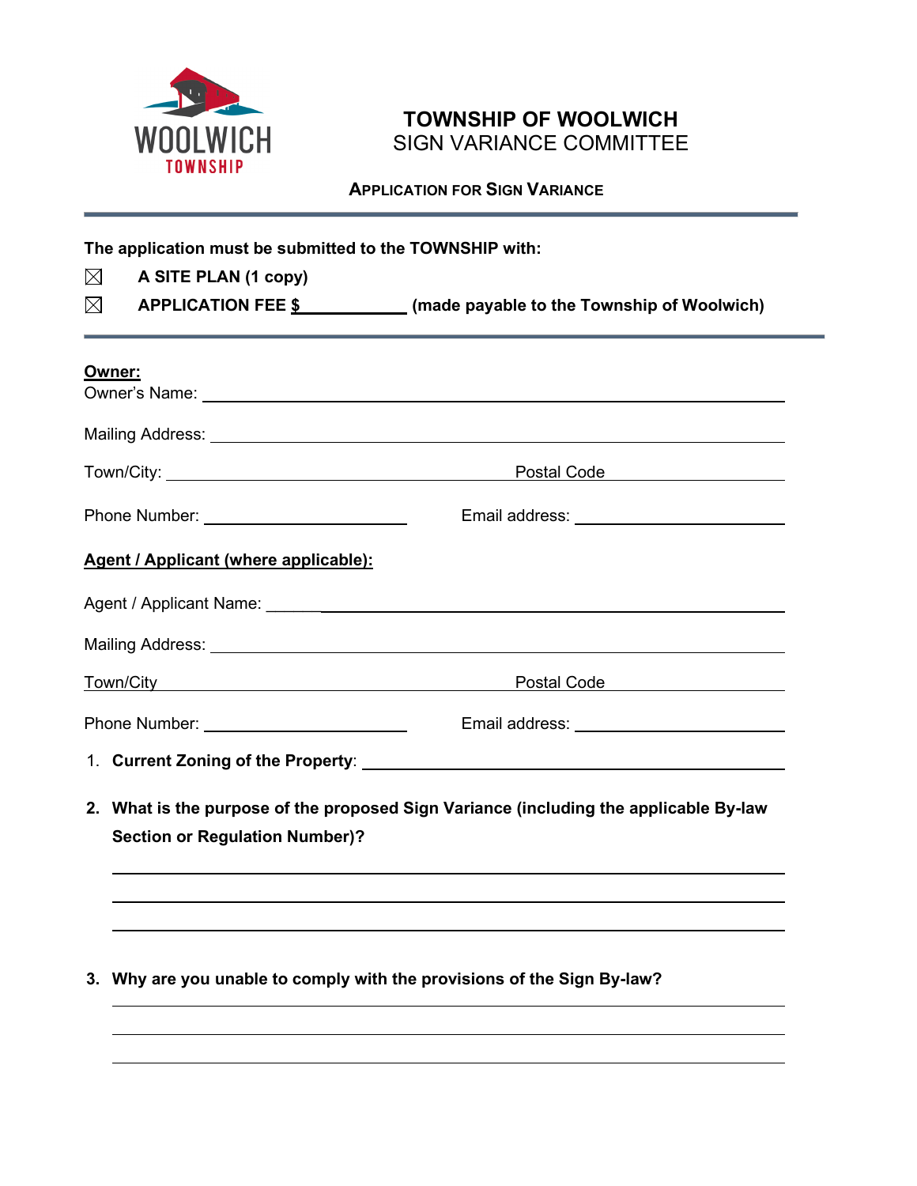WOOLWICH TOWNSHIP

# TOWNSHIP OF WOOLWICH
## SIGN VARIANCE COMMITTEE

### APPLICATION FOR SIGN VARIANCE

---

**The application must be submitted to the TOWNSHIP with:**

☒ **A SITE PLAN (1 copy)**

☒ **APPLICATION FEE $\_\_\_\_\_\_\_\_\_\_ (made payable to the Township of Woolwich)**

---

**Owner:**

Owner's Name: \_\_\_\_\_\_\_\_\_\_\_\_\_\_\_\_\_\_\_\_\_\_\_\_\_\_\_\_\_\_\_\_\_\_\_\_\_\_\_\_

Mailing Address: \_\_\_\_\_\_\_\_\_\_\_\_\_\_\_\_\_\_\_\_\_\_\_\_\_\_\_\_\_\_\_\_\_\_\_\_\_\_\_\_

Town/City: \_\_\_\_\_\_\_\_\_\_\_\_\_\_\_\_\_\_\_\_ Postal Code \_\_\_\_\_\_\_\_\_\_\_\_

Phone Number: \_\_\_\_\_\_\_\_\_\_\_\_\_\_\_\_ Email address: \_\_\_\_\_\_\_\_\_\_\_\_\_\_\_\_

**Agent / Applicant (where applicable):**

Agent / Applicant Name: \_\_\_\_\_\_\_\_\_\_\_\_\_\_\_\_\_\_\_\_\_\_\_\_\_\_\_\_\_\_\_\_\_\_\_\_\_\_\_\_

Mailing Address: \_\_\_\_\_\_\_\_\_\_\_\_\_\_\_\_\_\_\_\_\_\_\_\_\_\_\_\_\_\_\_\_\_\_\_\_\_\_\_\_

Town/City \_\_\_\_\_\_\_\_\_\_\_\_\_\_\_\_\_\_\_\_ Postal Code \_\_\_\_\_\_\_\_\_\_\_\_

Phone Number: \_\_\_\_\_\_\_\_\_\_\_\_\_\_\_\_ Email address: \_\_\_\_\_\_\_\_\_\_\_\_\_\_\_\_

1. **Current Zoning of the Property**: \_\_\_\_\_\_\_\_\_\_\_\_\_\_\_\_\_\_\_\_\_\_\_\_\_\_\_\_\_\_\_\_

2. **What is the purpose of the proposed Sign Variance (including the applicable By-law Section or Regulation Number)?**

   \_\_\_\_\_\_\_\_\_\_\_\_\_\_\_\_\_\_\_\_\_\_\_\_\_\_\_\_\_\_\_\_\_\_\_\_\_\_\_\_\_\_\_\_\_\_\_\_

   \_\_\_\_\_\_\_\_\_\_\_\_\_\_\_\_\_\_\_\_\_\_\_\_\_\_\_\_\_\_\_\_\_\_\_\_\_\_\_\_\_\_\_\_\_\_\_\_

   \_\_\_\_\_\_\_\_\_\_\_\_\_\_\_\_\_\_\_\_\_\_\_\_\_\_\_\_\_\_\_\_\_\_\_\_\_\_\_\_\_\_\_\_\_\_\_\_

3. **Why are you unable to comply with the provisions of the Sign By-law?**

   \_\_\_\_\_\_\_\_\_\_\_\_\_\_\_\_\_\_\_\_\_\_\_\_\_\_\_\_\_\_\_\_\_\_\_\_\_\_\_\_\_\_\_\_\_\_\_\_

   \_\_\_\_\_\_\_\_\_\_\_\_\_\_\_\_\_\_\_\_\_\_\_\_\_\_\_\_\_\_\_\_\_\_\_\_\_\_\_\_\_\_\_\_\_\_\_\_

   \_\_\_\_\_\_\_\_\_\_\_\_\_\_\_\_\_\_\_\_\_\_\_\_\_\_\_\_\_\_\_\_\_\_\_\_\_\_\_\_\_\_\_\_\_\_\_\_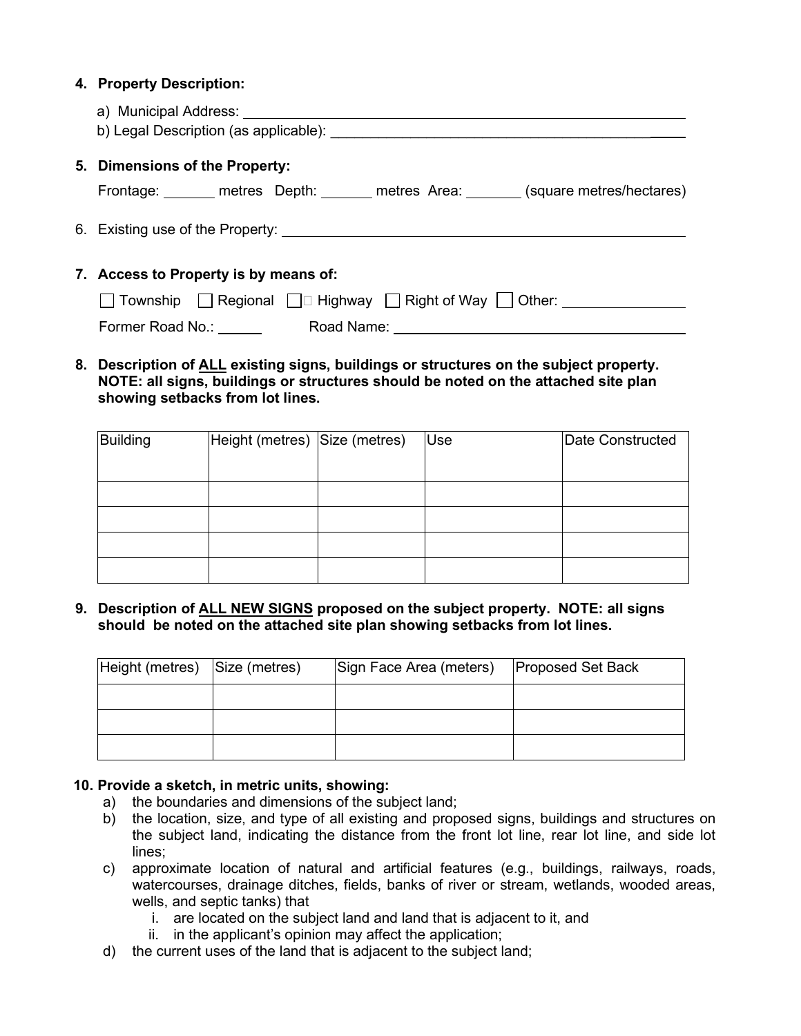4. **Property Description:**

   a) Municipal Address: ______________________________________________

   b) Legal Description (as applicable): ______________________________________

5. **Dimensions of the Property:**

   Frontage: _______ metres Depth: _______ metres Area: _______ (square metres/hectares)

6. Existing use of the Property: ______________________________________________

7. **Access to Property is by means of:**

   ☐ Township ☐ Regional ☐ Highway ☐ Right of Way ☐ Other: ________________

   Former Road No.: ______ Road Name: ________________________________________

8. **Description of ALL existing signs, buildings or structures on the subject property. NOTE: all signs, buildings or structures should be noted on the attached site plan showing setbacks from lot lines.**

| Building | Height (metres) | Size (metres) | Use | Date Constructed |
|---|---|---|---|---|
| | | | | |
| | | | | |
| | | | | |
| | | | | |

9. **Description of ALL NEW SIGNS proposed on the subject property. NOTE: all signs should be noted on the attached site plan showing setbacks from lot lines.**

| Height (metres) | Size (metres) | Sign Face Area (meters) | Proposed Set Back |
|---|---|---|---|
| | | | |
| | | | |
| | | | |

10. **Provide a sketch, in metric units, showing:**

    a) the boundaries and dimensions of the subject land;

    b) the location, size, and type of all existing and proposed signs, buildings and structures on the subject land, indicating the distance from the front lot line, rear lot line, and side lot lines;

    c) approximate location of natural and artificial features (e.g., buildings, railways, roads, watercourses, drainage ditches, fields, banks of river or stream, wetlands, wooded areas, wells, and septic tanks) that

       i. are located on the subject land and land that is adjacent to it, and

       ii. in the applicant's opinion may affect the application;

    d) the current uses of the land that is adjacent to the subject land;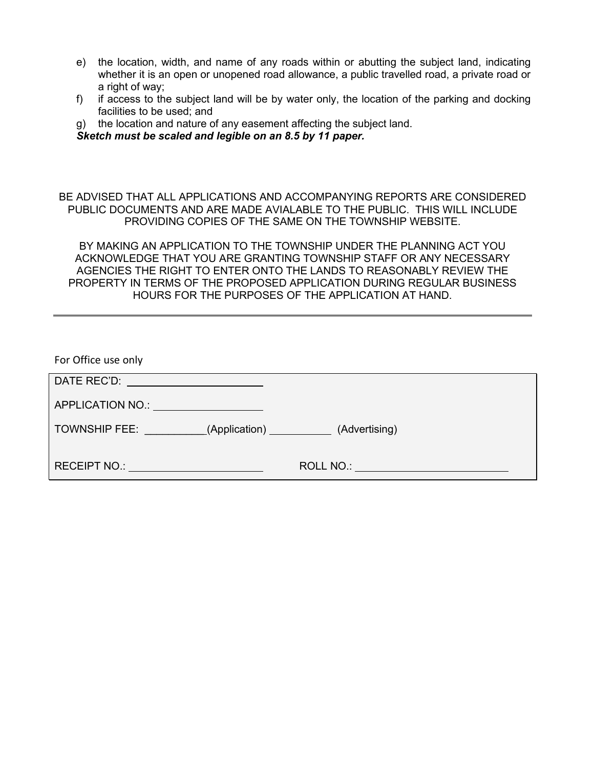e) the location, width, and name of any roads within or abutting the subject land, indicating whether it is an open or unopened road allowance, a public travelled road, a private road or a right of way;

f) if access to the subject land will be by water only, the location of the parking and docking facilities to be used; and

g) the location and nature of any easement affecting the subject land.

***Sketch must be scaled and legible on an 8.5 by 11 paper.***

BE ADVISED THAT ALL APPLICATIONS AND ACCOMPANYING REPORTS ARE CONSIDERED PUBLIC DOCUMENTS AND ARE MADE AVIALABLE TO THE PUBLIC. THIS WILL INCLUDE PROVIDING COPIES OF THE SAME ON THE TOWNSHIP WEBSITE.

BY MAKING AN APPLICATION TO THE TOWNSHIP UNDER THE PLANNING ACT YOU ACKNOWLEDGE THAT YOU ARE GRANTING TOWNSHIP STAFF OR ANY NECESSARY AGENCIES THE RIGHT TO ENTER ONTO THE LANDS TO REASONABLY REVIEW THE PROPERTY IN TERMS OF THE PROPOSED APPLICATION DURING REGULAR BUSINESS HOURS FOR THE PURPOSES OF THE APPLICATION AT HAND.

---

For Office use only

DATE REC'D: ____________________

APPLICATION NO.: ________________

TOWNSHIP FEE: __________(Application) __________ (Advertising)

RECEIPT NO.: ____________________ ROLL NO.: ______________________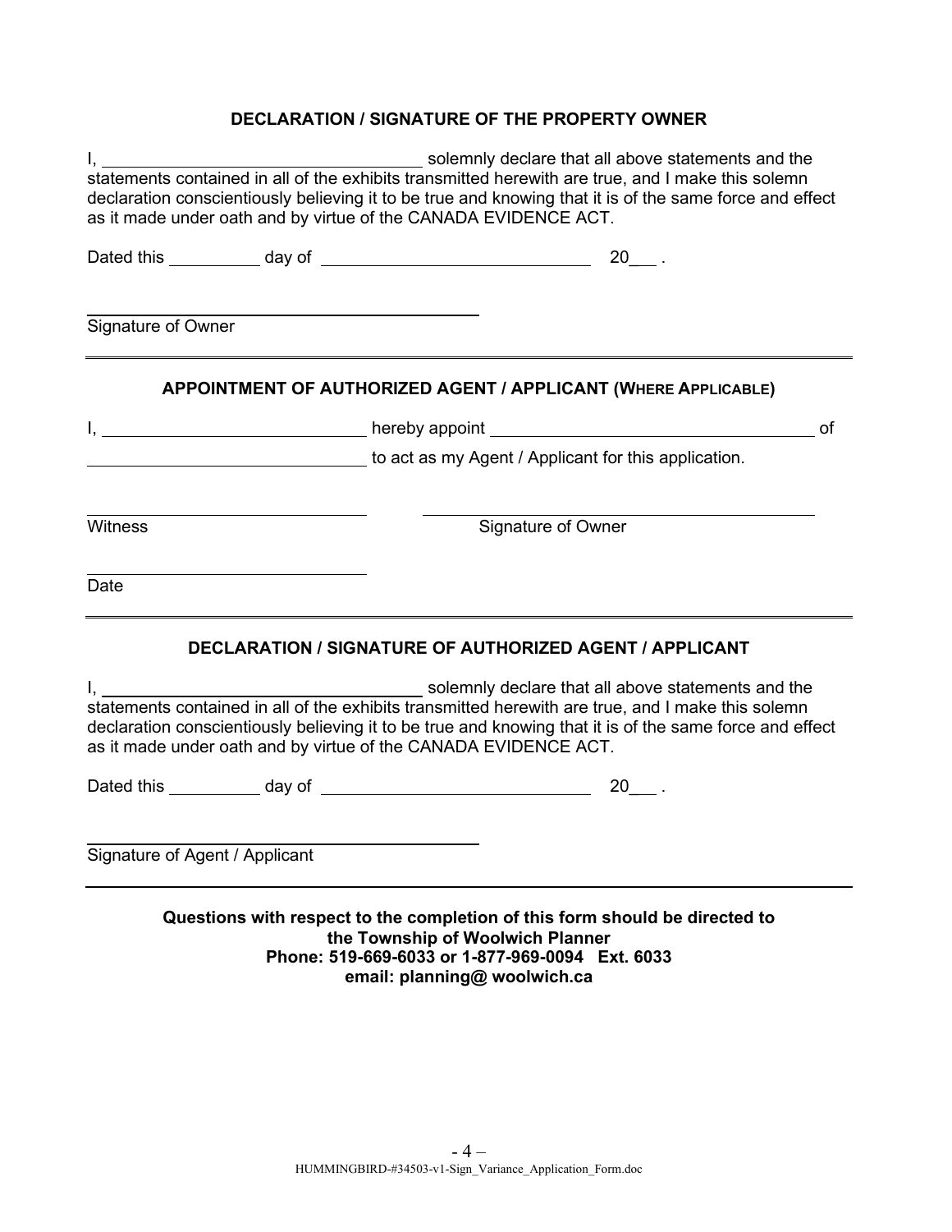## DECLARATION / SIGNATURE OF THE PROPERTY OWNER

I, ______________________________ solemnly declare that all above statements and the statements contained in all of the exhibits transmitted herewith are true, and I make this solemn declaration conscientiously believing it to be true and knowing that it is of the same force and effect as it made under oath and by virtue of the CANADA EVIDENCE ACT.

Dated this __________ day of ____________________________ 20___ .

______________________________
Signature of Owner

---

## APPOINTMENT OF AUTHORIZED AGENT / APPLICANT (WHERE APPLICABLE)

I, ____________________________ hereby appoint ______________________________ of ______________________________ to act as my Agent / Applicant for this application.

______________________________ ______________________________
Witness Signature of Owner

______________________________
Date

---

## DECLARATION / SIGNATURE OF AUTHORIZED AGENT / APPLICANT

I, ______________________________ solemnly declare that all above statements and the statements contained in all of the exhibits transmitted herewith are true, and I make this solemn declaration conscientiously believing it to be true and knowing that it is of the same force and effect as it made under oath and by virtue of the CANADA EVIDENCE ACT.

Dated this __________ day of ____________________________ 20___ .

______________________________
Signature of Agent / Applicant

---

**Questions with respect to the completion of this form should be directed to the Township of Woolwich Planner**
**Phone: 519-669-6033 or 1-877-969-0094 Ext. 6033**
**email: planning@ woolwich.ca**

HUMMINGBIRD-#34503-v1-Sign_Variance_Application_Form.doc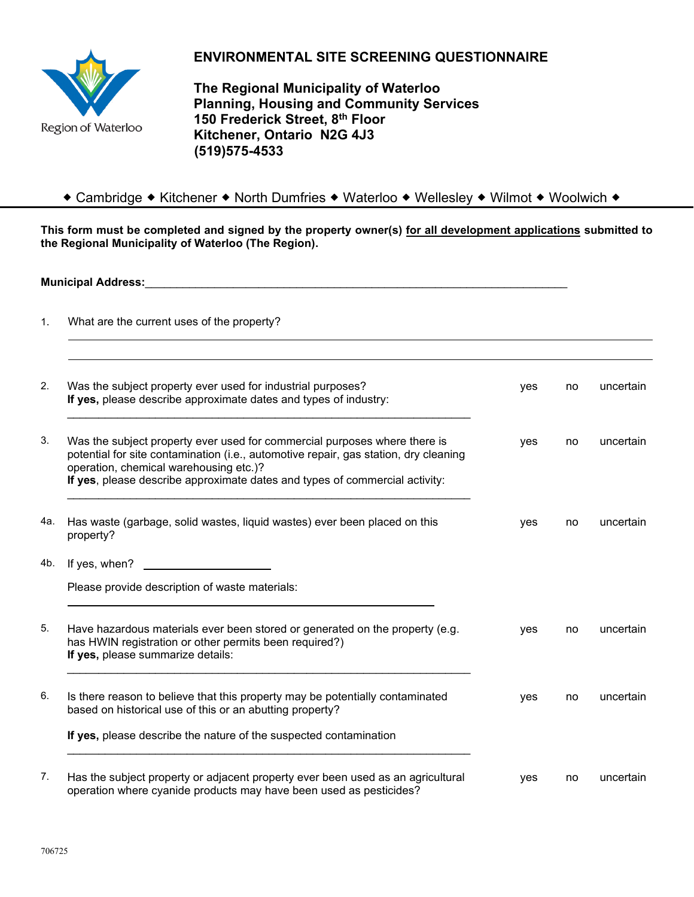# ENVIRONMENTAL SITE SCREENING QUESTIONNAIRE

**The Regional Municipality of Waterloo**
**Planning, Housing and Community Services**
**150 Frederick Street, 8th Floor**
**Kitchener, Ontario N2G 4J3**
**(519)575-4533**

◆ Cambridge ◆ Kitchener ◆ North Dumfries ◆ Waterloo ◆ Wellesley ◆ Wilmot ◆ Woolwich ◆

**This form must be completed and signed by the property owner(s) <u>for all development applications</u> submitted to the Regional Municipality of Waterloo (The Region).**

**Municipal Address:**___________________________________________________________________

1. What are the current uses of the property?

   ______________________________________________________________________

   ______________________________________________________________________

2. Was the subject property ever used for industrial purposes? — yes / no / uncertain
   **If yes,** please describe approximate dates and types of industry:

   ______________________________________________________________________

3. Was the subject property ever used for commercial purposes where there is potential for site contamination (i.e., automotive repair, gas station, dry cleaning operation, chemical warehousing etc.)? — yes / no / uncertain
   **If yes**, please describe approximate dates and types of commercial activity:

   ______________________________________________________________________

4a. Has waste (garbage, solid wastes, liquid wastes) ever been placed on this property? — yes / no / uncertain

4b. If yes, when? ____________________

   Please provide description of waste materials:

   ______________________________________________________________________

5. Have hazardous materials ever been stored or generated on the property (e.g. has HWIN registration or other permits been required?) — yes / no / uncertain
   **If yes,** please summarize details:

   ______________________________________________________________________

6. Is there reason to believe that this property may be potentially contaminated based on historical use of this or an abutting property? — yes / no / uncertain

   **If yes,** please describe the nature of the suspected contamination

   ______________________________________________________________________

7. Has the subject property or adjacent property ever been used as an agricultural operation where cyanide products may have been used as pesticides? — yes / no / uncertain

706725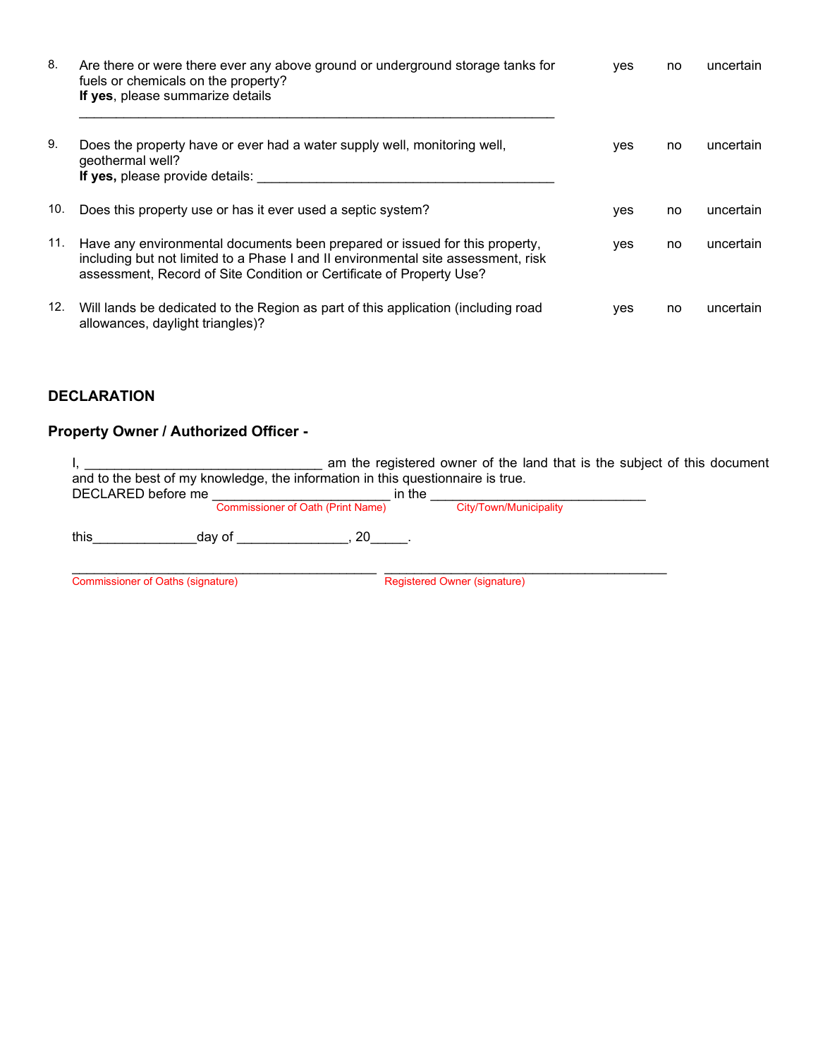8. Are there or were there ever any above ground or underground storage tanks for fuels or chemicals on the property? yes no uncertain
   **If yes**, please summarize details
   ________________________________________________________________

9. Does the property have or ever had a water supply well, monitoring well, geothermal well? yes no uncertain
   **If yes,** please provide details: ________________________________________

10. Does this property use or has it ever used a septic system? yes no uncertain

11. Have any environmental documents been prepared or issued for this property, including but not limited to a Phase I and II environmental site assessment, risk assessment, Record of Site Condition or Certificate of Property Use? yes no uncertain

12. Will lands be dedicated to the Region as part of this application (including road allowances, daylight triangles)? yes no uncertain

## DECLARATION

### Property Owner / Authorized Officer -

I, ________________________________ am the registered owner of the land that is the subject of this document and to the best of my knowledge, the information in this questionnaire is true.
DECLARED before me ________________________ in the _____________________________
Commissioner of Oath (Print Name) City/Town/Municipality

this______________day of _______________, 20_____.

_____________________________________________ _________________________________________
Commissioner of Oaths (signature) Registered Owner (signature)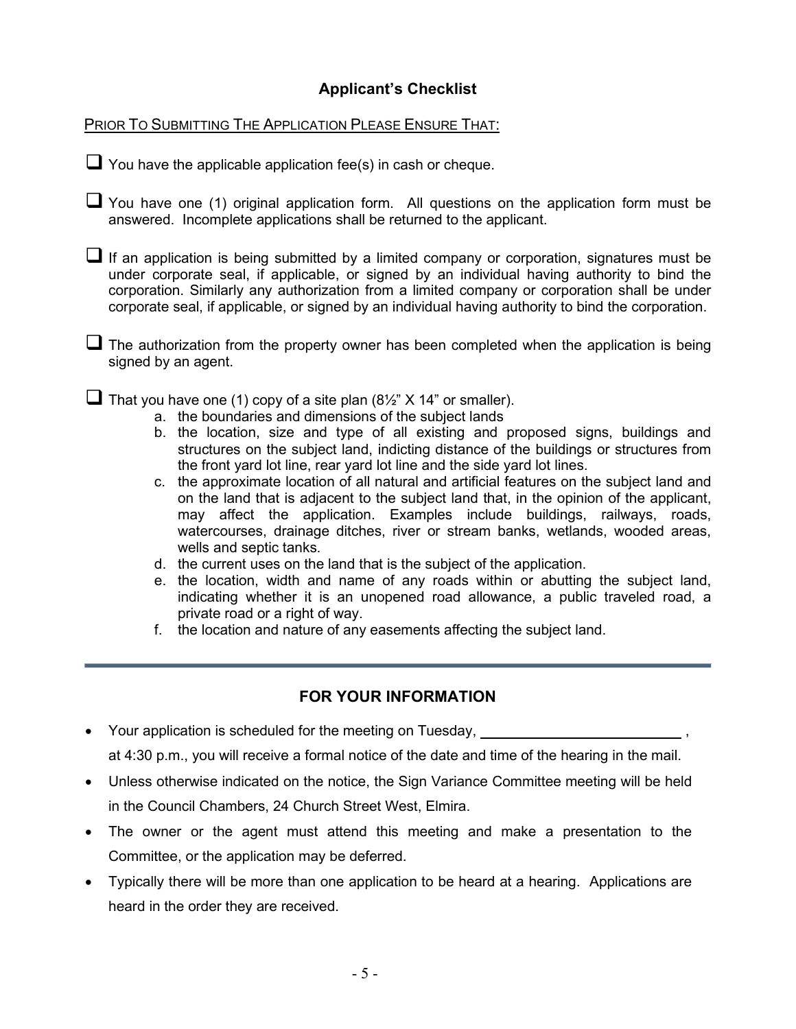## Applicant's Checklist

PRIOR TO SUBMITTING THE APPLICATION PLEASE ENSURE THAT:

- [ ] You have the applicable application fee(s) in cash or cheque.

- [ ] You have one (1) original application form. All questions on the application form must be answered. Incomplete applications shall be returned to the applicant.

- [ ] If an application is being submitted by a limited company or corporation, signatures must be under corporate seal, if applicable, or signed by an individual having authority to bind the corporation. Similarly any authorization from a limited company or corporation shall be under corporate seal, if applicable, or signed by an individual having authority to bind the corporation.

- [ ] The authorization from the property owner has been completed when the application is being signed by an agent.

- [ ] That you have one (1) copy of a site plan (8½" X 14" or smaller).
  a. the boundaries and dimensions of the subject lands
  b. the location, size and type of all existing and proposed signs, buildings and structures on the subject land, indicting distance of the buildings or structures from the front yard lot line, rear yard lot line and the side yard lot lines.
  c. the approximate location of all natural and artificial features on the subject land and on the land that is adjacent to the subject land that, in the opinion of the applicant, may affect the application. Examples include buildings, railways, roads, watercourses, drainage ditches, river or stream banks, wetlands, wooded areas, wells and septic tanks.
  d. the current uses on the land that is the subject of the application.
  e. the location, width and name of any roads within or abutting the subject land, indicating whether it is an unopened road allowance, a public traveled road, a private road or a right of way.
  f. the location and nature of any easements affecting the subject land.

---

## FOR YOUR INFORMATION

- Your application is scheduled for the meeting on Tuesday, ____________________ , at 4:30 p.m., you will receive a formal notice of the date and time of the hearing in the mail.
- Unless otherwise indicated on the notice, the Sign Variance Committee meeting will be held in the Council Chambers, 24 Church Street West, Elmira.
- The owner or the agent must attend this meeting and make a presentation to the Committee, or the application may be deferred.
- Typically there will be more than one application to be heard at a hearing. Applications are heard in the order they are received.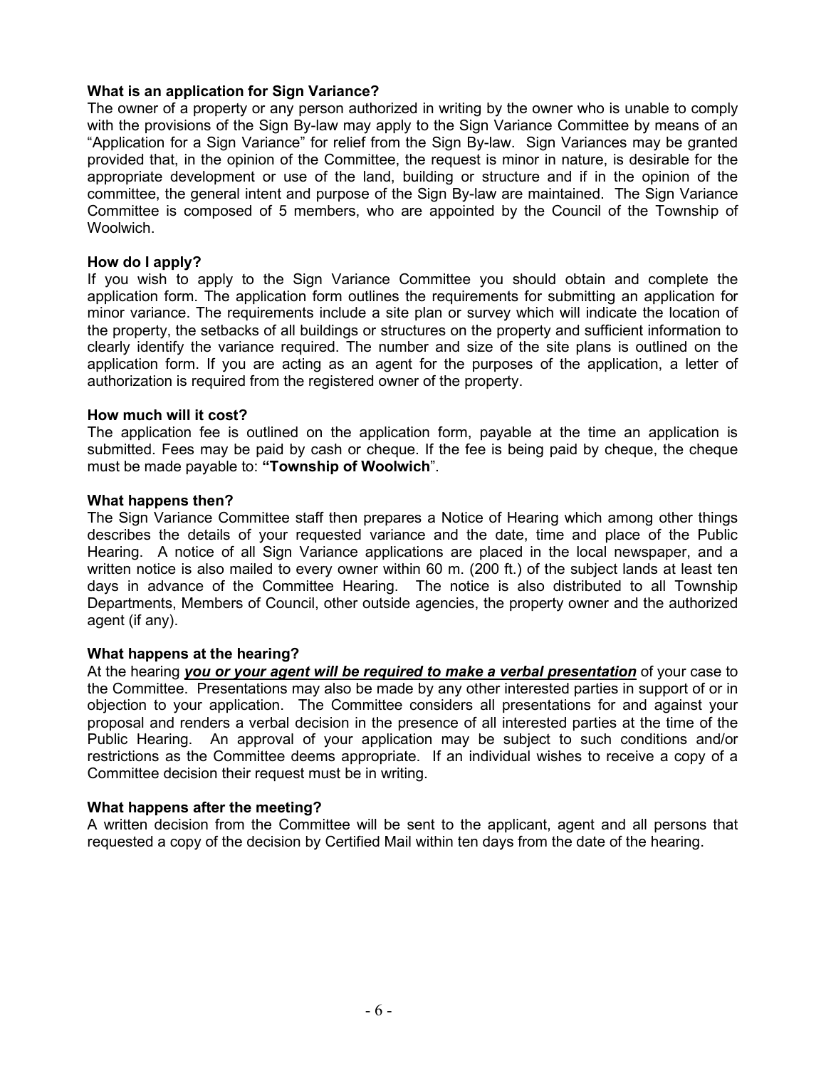**What is an application for Sign Variance?**

The owner of a property or any person authorized in writing by the owner who is unable to comply with the provisions of the Sign By-law may apply to the Sign Variance Committee by means of an "Application for a Sign Variance" for relief from the Sign By-law. Sign Variances may be granted provided that, in the opinion of the Committee, the request is minor in nature, is desirable for the appropriate development or use of the land, building or structure and if in the opinion of the committee, the general intent and purpose of the Sign By-law are maintained. The Sign Variance Committee is composed of 5 members, who are appointed by the Council of the Township of Woolwich.

**How do I apply?**

If you wish to apply to the Sign Variance Committee you should obtain and complete the application form. The application form outlines the requirements for submitting an application for minor variance. The requirements include a site plan or survey which will indicate the location of the property, the setbacks of all buildings or structures on the property and sufficient information to clearly identify the variance required. The number and size of the site plans is outlined on the application form. If you are acting as an agent for the purposes of the application, a letter of authorization is required from the registered owner of the property.

**How much will it cost?**

The application fee is outlined on the application form, payable at the time an application is submitted. Fees may be paid by cash or cheque. If the fee is being paid by cheque, the cheque must be made payable to: **"Township of Woolwich**".

**What happens then?**

The Sign Variance Committee staff then prepares a Notice of Hearing which among other things describes the details of your requested variance and the date, time and place of the Public Hearing. A notice of all Sign Variance applications are placed in the local newspaper, and a written notice is also mailed to every owner within 60 m. (200 ft.) of the subject lands at least ten days in advance of the Committee Hearing. The notice is also distributed to all Township Departments, Members of Council, other outside agencies, the property owner and the authorized agent (if any).

**What happens at the hearing?**

At the hearing ***you or your agent will be required to make a verbal presentation*** of your case to the Committee. Presentations may also be made by any other interested parties in support of or in objection to your application. The Committee considers all presentations for and against your proposal and renders a verbal decision in the presence of all interested parties at the time of the Public Hearing. An approval of your application may be subject to such conditions and/or restrictions as the Committee deems appropriate. If an individual wishes to receive a copy of a Committee decision their request must be in writing.

**What happens after the meeting?**

A written decision from the Committee will be sent to the applicant, agent and all persons that requested a copy of the decision by Certified Mail within ten days from the date of the hearing.